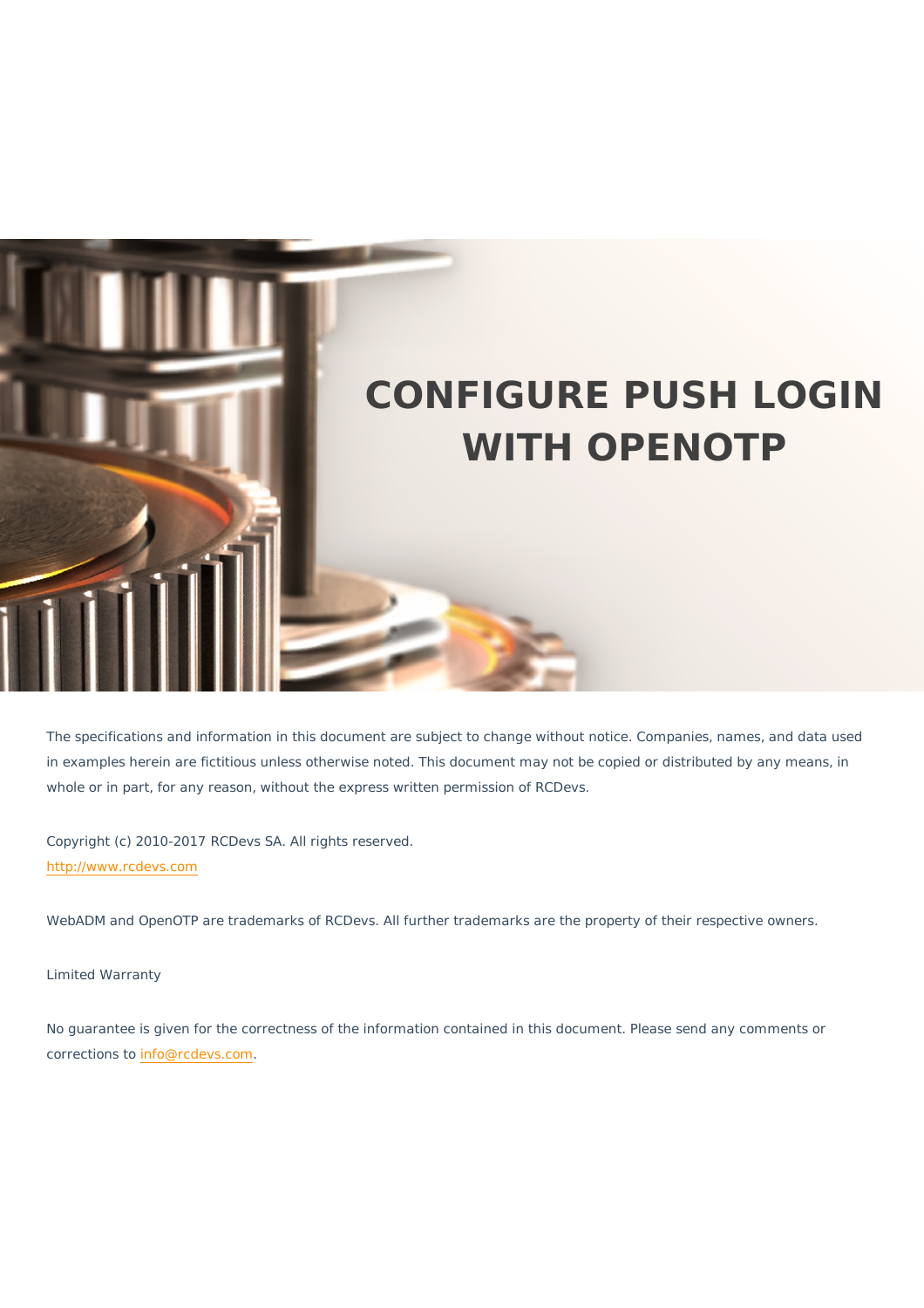# CONFIGURE PUSH LOGIN WITH OPENOTP

The specifications and information in this document are subject to change without notice. Companies, names, and data used in examples herein are fictitious unless otherwise noted. This document may not be copied or distributed by any means, in whole or in part, for any reason, without the express written permission of RCDevs.

Copyright (c) 2010-2017 RCDevs SA. All rights reserved.
[http://www.rcdevs.com](http://www.rcdevs.com)

WebADM and OpenOTP are trademarks of RCDevs. All further trademarks are the property of their respective owners.

Limited Warranty

No guarantee is given for the correctness of the information contained in this document. Please send any comments or corrections to [info@rcdevs.com](mailto:info@rcdevs.com).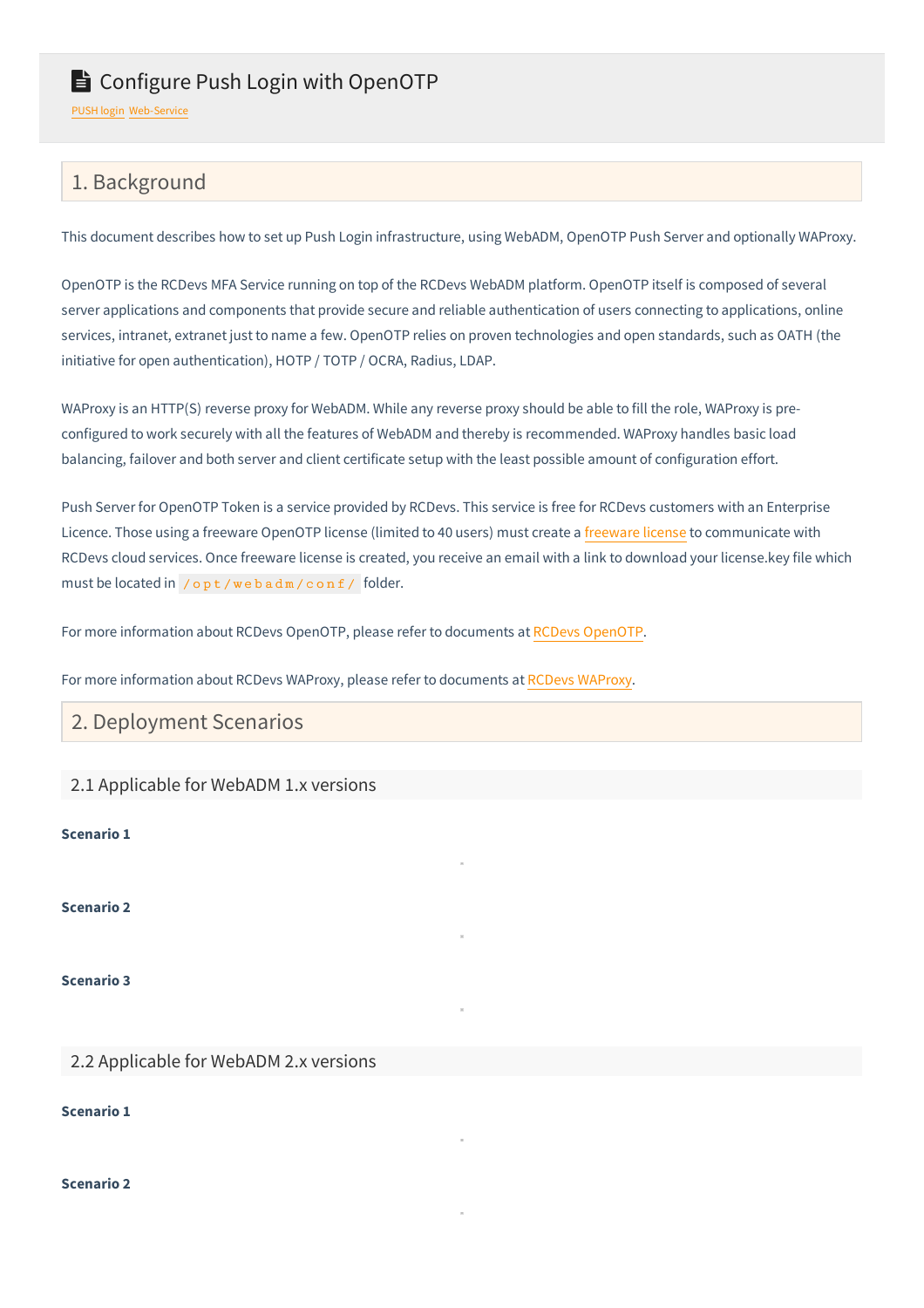# Configure Push Login with OpenOTP

PUSH login Web-Service

## 1. Background

This document describes how to set up Push Login infrastructure, using WebADM, OpenOTP Push Server and optionally WAProxy.

OpenOTP is the RCDevs MFA Service running on top of the RCDevs WebADM platform. OpenOTP itself is composed of several server applications and components that provide secure and reliable authentication of users connecting to applications, online services, intranet, extranet just to name a few. OpenOTP relies on proven technologies and open standards, such as OATH (the initiative for open authentication), HOTP / TOTP / OCRA, Radius, LDAP.

WAProxy is an HTTP(S) reverse proxy for WebADM. While any reverse proxy should be able to fill the role, WAProxy is pre-configured to work securely with all the features of WebADM and thereby is recommended. WAProxy handles basic load balancing, failover and both server and client certificate setup with the least possible amount of configuration effort.

Push Server for OpenOTP Token is a service provided by RCDevs. This service is free for RCDevs customers with an Enterprise Licence. Those using a freeware OpenOTP license (limited to 40 users) must create a freeware license to communicate with RCDevs cloud services. Once freeware license is created, you receive an email with a link to download your license.key file which must be located in `/opt/webadm/conf/` folder.

For more information about RCDevs OpenOTP, please refer to documents at RCDevs OpenOTP.

For more information about RCDevs WAProxy, please refer to documents at RCDevs WAProxy.

## 2. Deployment Scenarios

### 2.1 Applicable for WebADM 1.x versions

**Scenario 1**

**Scenario 2**

**Scenario 3**

### 2.2 Applicable for WebADM 2.x versions

**Scenario 1**

**Scenario 2**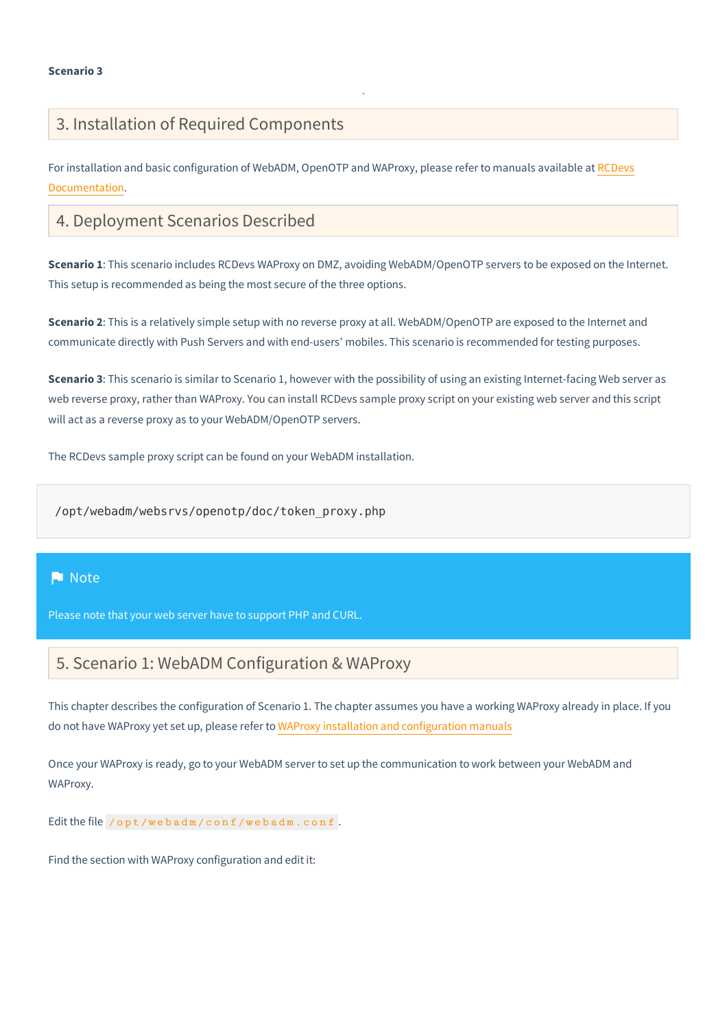**Scenario 3**

## 3. Installation of Required Components

For installation and basic configuration of WebADM, OpenOTP and WAProxy, please refer to manuals available at RCDevs Documentation.

## 4. Deployment Scenarios Described

**Scenario 1**: This scenario includes RCDevs WAProxy on DMZ, avoiding WebADM/OpenOTP servers to be exposed on the Internet. This setup is recommended as being the most secure of the three options.

**Scenario 2**: This is a relatively simple setup with no reverse proxy at all. WebADM/OpenOTP are exposed to the Internet and communicate directly with Push Servers and with end-users' mobiles. This scenario is recommended for testing purposes.

**Scenario 3**: This scenario is similar to Scenario 1, however with the possibility of using an existing Internet-facing Web server as web reverse proxy, rather than WAProxy. You can install RCDevs sample proxy script on your existing web server and this script will act as a reverse proxy as to your WebADM/OpenOTP servers.

The RCDevs sample proxy script can be found on your WebADM installation.

```
/opt/webadm/websrvs/openotp/doc/token_proxy.php
```

> **Note**
>
> Please note that your web server have to support PHP and CURL.

## 5. Scenario 1: WebADM Configuration & WAProxy

This chapter describes the configuration of Scenario 1. The chapter assumes you have a working WAProxy already in place. If you do not have WAProxy yet set up, please refer to WAProxy installation and configuration manuals

Once your WAProxy is ready, go to your WebADM server to set up the communication to work between your WebADM and WAProxy.

Edit the file `/opt/webadm/conf/webadm.conf`.

Find the section with WAProxy configuration and edit it: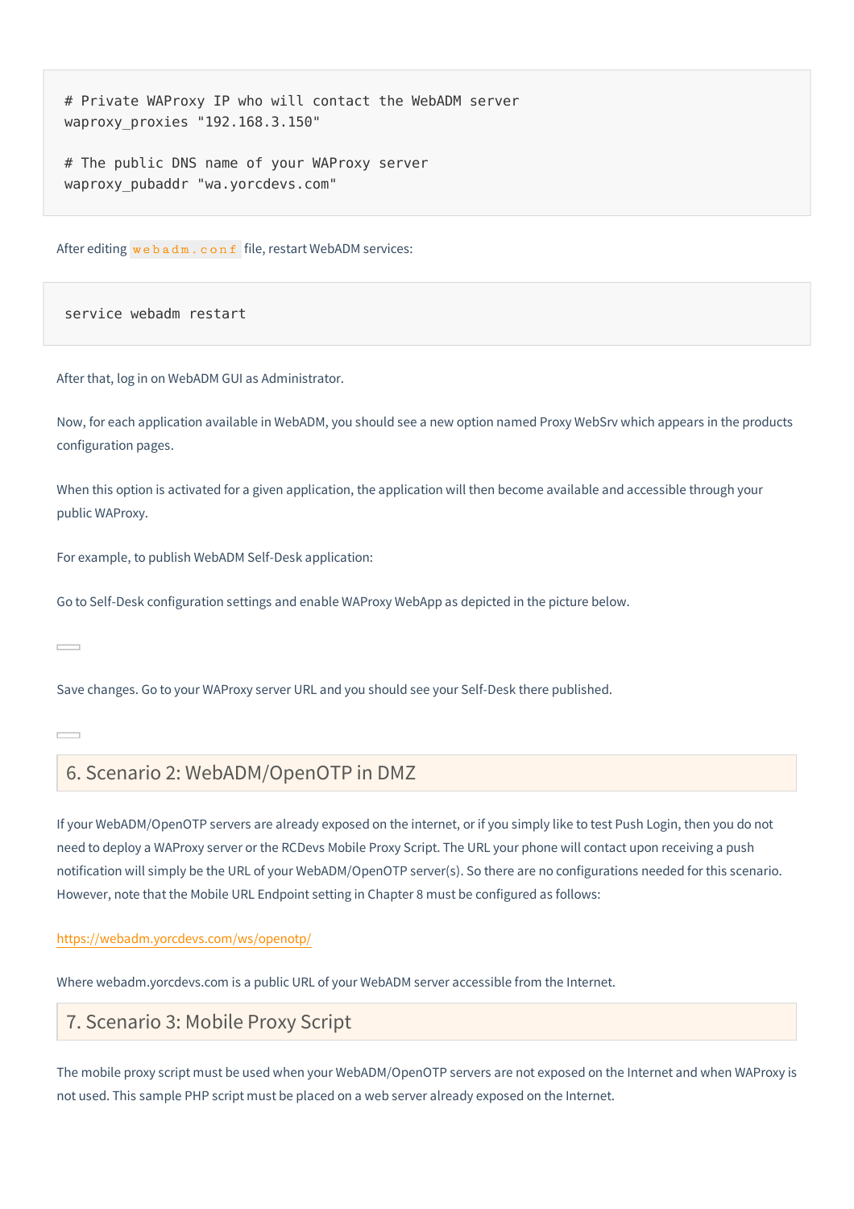```
# Private WAProxy IP who will contact the WebADM server
waproxy_proxies "192.168.3.150"

# The public DNS name of your WAProxy server
waproxy_pubaddr "wa.yorcdevs.com"
```

After editing `webadm.conf` file, restart WebADM services:

```
service webadm restart
```

After that, log in on WebADM GUI as Administrator.

Now, for each application available in WebADM, you should see a new option named Proxy WebSrv which appears in the products configuration pages.

When this option is activated for a given application, the application will then become available and accessible through your public WAProxy.

For example, to publish WebADM Self-Desk application:

Go to Self-Desk configuration settings and enable WAProxy WebApp as depicted in the picture below.

Save changes. Go to your WAProxy server URL and you should see your Self-Desk there published.

## 6. Scenario 2: WebADM/OpenOTP in DMZ

If your WebADM/OpenOTP servers are already exposed on the internet, or if you simply like to test Push Login, then you do not need to deploy a WAProxy server or the RCDevs Mobile Proxy Script. The URL your phone will contact upon receiving a push notification will simply be the URL of your WebADM/OpenOTP server(s). So there are no configurations needed for this scenario. However, note that the Mobile URL Endpoint setting in Chapter 8 must be configured as follows:

https://webadm.yorcdevs.com/ws/openotp/

Where webadm.yorcdevs.com is a public URL of your WebADM server accessible from the Internet.

## 7. Scenario 3: Mobile Proxy Script

The mobile proxy script must be used when your WebADM/OpenOTP servers are not exposed on the Internet and when WAProxy is not used. This sample PHP script must be placed on a web server already exposed on the Internet.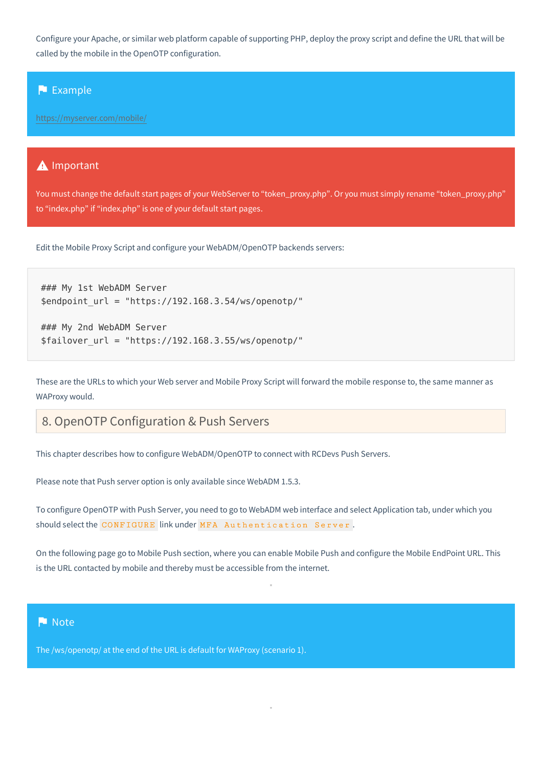Configure your Apache, or similar web platform capable of supporting PHP, deploy the proxy script and define the URL that will be called by the mobile in the OpenOTP configuration.

> **Example**
>
> https://myserver.com/mobile/

> **Important**
>
> You must change the default start pages of your WebServer to "token_proxy.php". Or you must simply rename "token_proxy.php" to "index.php" if "index.php" is one of your default start pages.

Edit the Mobile Proxy Script and configure your WebADM/OpenOTP backends servers:

```
### My 1st WebADM Server
$endpoint_url = "https://192.168.3.54/ws/openotp/"

### My 2nd WebADM Server
$failover_url = "https://192.168.3.55/ws/openotp/"
```

These are the URLs to which your Web server and Mobile Proxy Script will forward the mobile response to, the same manner as WAProxy would.

## 8. OpenOTP Configuration & Push Servers

This chapter describes how to configure WebADM/OpenOTP to connect with RCDevs Push Servers.

Please note that Push server option is only available since WebADM 1.5.3.

To configure OpenOTP with Push Server, you need to go to WebADM web interface and select Application tab, under which you should select the `CONFIGURE` link under `MFA Authentication Server`.

On the following page go to Mobile Push section, where you can enable Mobile Push and configure the Mobile EndPoint URL. This is the URL contacted by mobile and thereby must be accessible from the internet.

> **Note**
>
> The /ws/openotp/ at the end of the URL is default for WAProxy (scenario 1).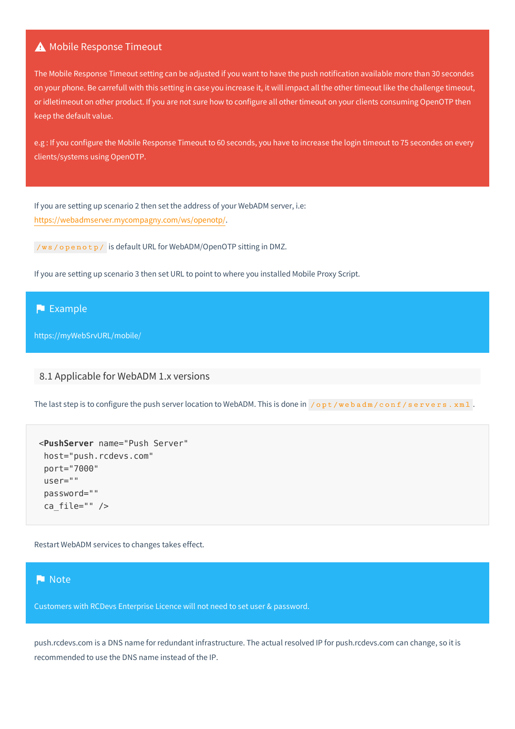**⚠ Mobile Response Timeout**

The Mobile Response Timeout setting can be adjusted if you want to have the push notification available more than 30 secondes on your phone. Be carrefull with this setting in case you increase it, it will impact all the other timeout like the challenge timeout, or idletimeout on other product. If you are not sure how to configure all other timeout on your clients consuming OpenOTP then keep the default value.

e.g : If you configure the Mobile Response Timeout to 60 seconds, you have to increase the login timeout to 75 secondes on every clients/systems using OpenOTP.

If you are setting up scenario 2 then set the address of your WebADM server, i.e: https://webadmserver.mycompagny.com/ws/openotp/.

`/ws/openotp/` is default URL for WebADM/OpenOTP sitting in DMZ.

If you are setting up scenario 3 then set URL to point to where you installed Mobile Proxy Script.

**Example**

https://myWebSrvURL/mobile/

### 8.1 Applicable for WebADM 1.x versions

The last step is to configure the push server location to WebADM. This is done in `/opt/webadm/conf/servers.xml`.

```
<PushServer name="Push Server"
 host="push.rcdevs.com"
 port="7000"
 user=""
 password=""
 ca_file="" />
```

Restart WebADM services to changes takes effect.

**Note**

Customers with RCDevs Enterprise Licence will not need to set user & password.

push.rcdevs.com is a DNS name for redundant infrastructure. The actual resolved IP for push.rcdevs.com can change, so it is recommended to use the DNS name instead of the IP.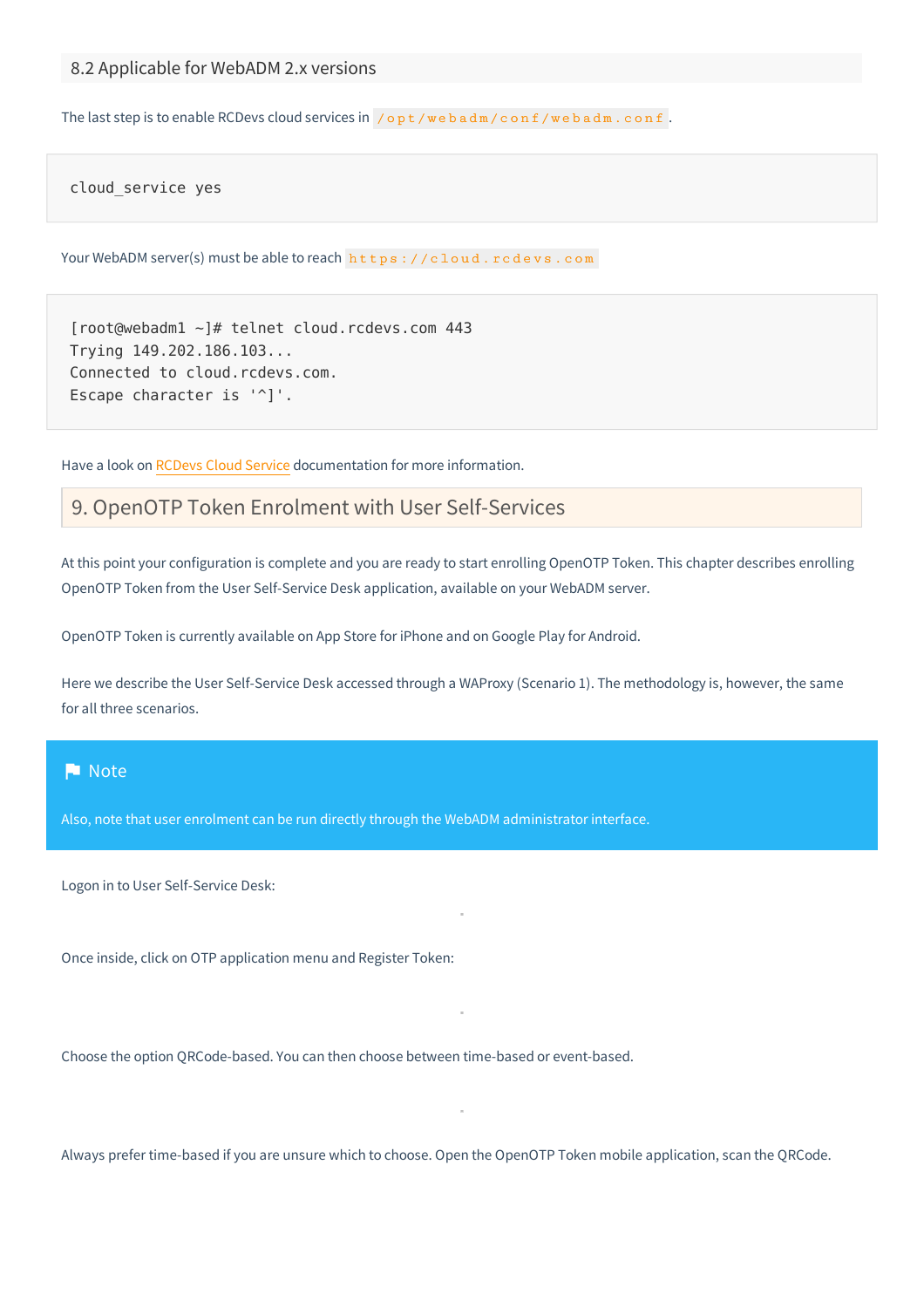### 8.2 Applicable for WebADM 2.x versions

The last step is to enable RCDevs cloud services in `/opt/webadm/conf/webadm.conf`.

```
cloud_service yes
```

Your WebADM server(s) must be able to reach `https://cloud.rcdevs.com`

```
[root@webadm1 ~]# telnet cloud.rcdevs.com 443
Trying 149.202.186.103...
Connected to cloud.rcdevs.com.
Escape character is '^]'.
```

Have a look on RCDevs Cloud Service documentation for more information.

## 9. OpenOTP Token Enrolment with User Self-Services

At this point your configuration is complete and you are ready to start enrolling OpenOTP Token. This chapter describes enrolling OpenOTP Token from the User Self-Service Desk application, available on your WebADM server.

OpenOTP Token is currently available on App Store for iPhone and on Google Play for Android.

Here we describe the User Self-Service Desk accessed through a WAProxy (Scenario 1). The methodology is, however, the same for all three scenarios.

> **Note**
>
> Also, note that user enrolment can be run directly through the WebADM administrator interface.

Logon in to User Self-Service Desk:

Once inside, click on OTP application menu and Register Token:

Choose the option QRCode-based. You can then choose between time-based or event-based.

Always prefer time-based if you are unsure which to choose. Open the OpenOTP Token mobile application, scan the QRCode.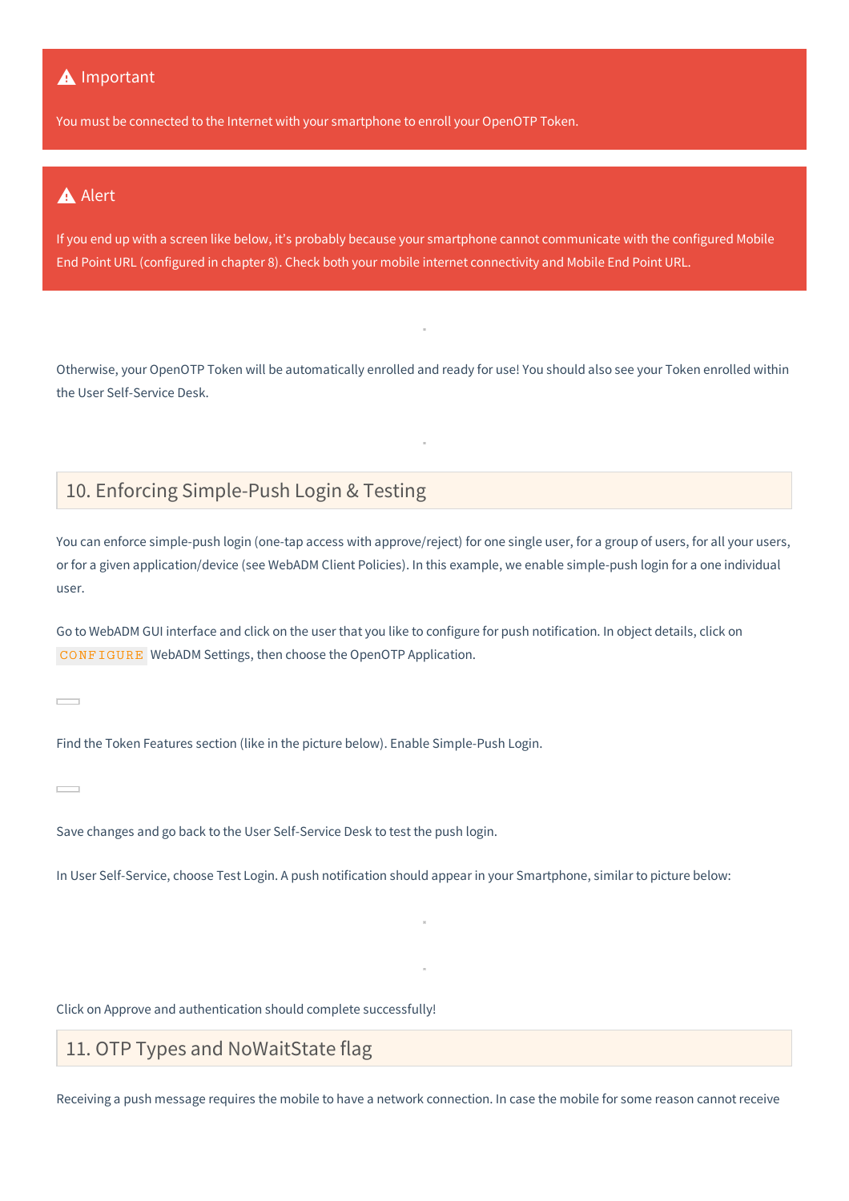> ⚠ **Important**
>
> You must be connected to the Internet with your smartphone to enroll your OpenOTP Token.

> ⚠ **Alert**
>
> If you end up with a screen like below, it's probably because your smartphone cannot communicate with the configured Mobile End Point URL (configured in chapter 8). Check both your mobile internet connectivity and Mobile End Point URL.

Otherwise, your OpenOTP Token will be automatically enrolled and ready for use! You should also see your Token enrolled within the User Self-Service Desk.

## 10. Enforcing Simple-Push Login & Testing

You can enforce simple-push login (one-tap access with approve/reject) for one single user, for a group of users, for all your users, or for a given application/device (see WebADM Client Policies). In this example, we enable simple-push login for a one individual user.

Go to WebADM GUI interface and click on the user that you like to configure for push notification. In object details, click on `CONFIGURE` WebADM Settings, then choose the OpenOTP Application.

Find the Token Features section (like in the picture below). Enable Simple-Push Login.

Save changes and go back to the User Self-Service Desk to test the push login.

In User Self-Service, choose Test Login. A push notification should appear in your Smartphone, similar to picture below:

Click on Approve and authentication should complete successfully!

## 11. OTP Types and NoWaitState flag

Receiving a push message requires the mobile to have a network connection. In case the mobile for some reason cannot receive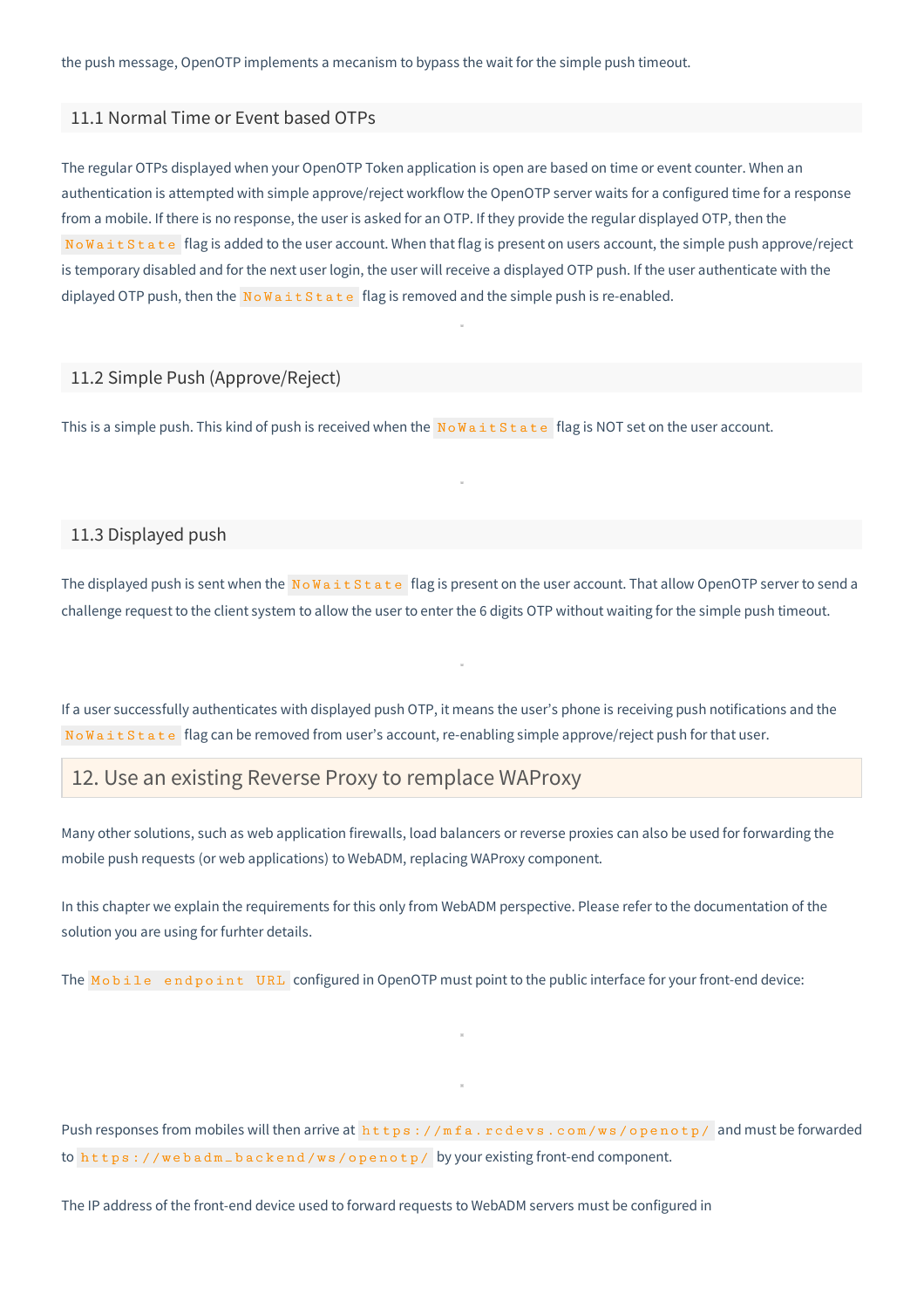the push message, OpenOTP implements a mecanism to bypass the wait for the simple push timeout.

## 11.1 Normal Time or Event based OTPs

The regular OTPs displayed when your OpenOTP Token application is open are based on time or event counter. When an authentication is attempted with simple approve/reject workflow the OpenOTP server waits for a configured time for a response from a mobile. If there is no response, the user is asked for an OTP. If they provide the regular displayed OTP, then the `NoWaitState` flag is added to the user account. When that flag is present on users account, the simple push approve/reject is temporary disabled and for the next user login, the user will receive a displayed OTP push. If the user authenticate with the diplayed OTP push, then the `NoWaitState` flag is removed and the simple push is re-enabled.

## 11.2 Simple Push (Approve/Reject)

This is a simple push. This kind of push is received when the `NoWaitState` flag is NOT set on the user account.

## 11.3 Displayed push

The displayed push is sent when the `NoWaitState` flag is present on the user account. That allow OpenOTP server to send a challenge request to the client system to allow the user to enter the 6 digits OTP without waiting for the simple push timeout.

If a user successfully authenticates with displayed push OTP, it means the user's phone is receiving push notifications and the `NoWaitState` flag can be removed from user's account, re-enabling simple approve/reject push for that user.

# 12. Use an existing Reverse Proxy to remplace WAProxy

Many other solutions, such as web application firewalls, load balancers or reverse proxies can also be used for forwarding the mobile push requests (or web applications) to WebADM, replacing WAProxy component.

In this chapter we explain the requirements for this only from WebADM perspective. Please refer to the documentation of the solution you are using for furhter details.

The `Mobile endpoint URL` configured in OpenOTP must point to the public interface for your front-end device:

Push responses from mobiles will then arrive at `https://mfa.rcdevs.com/ws/openotp/` and must be forwarded to `https://webadm_backend/ws/openotp/` by your existing front-end component.

The IP address of the front-end device used to forward requests to WebADM servers must be configured in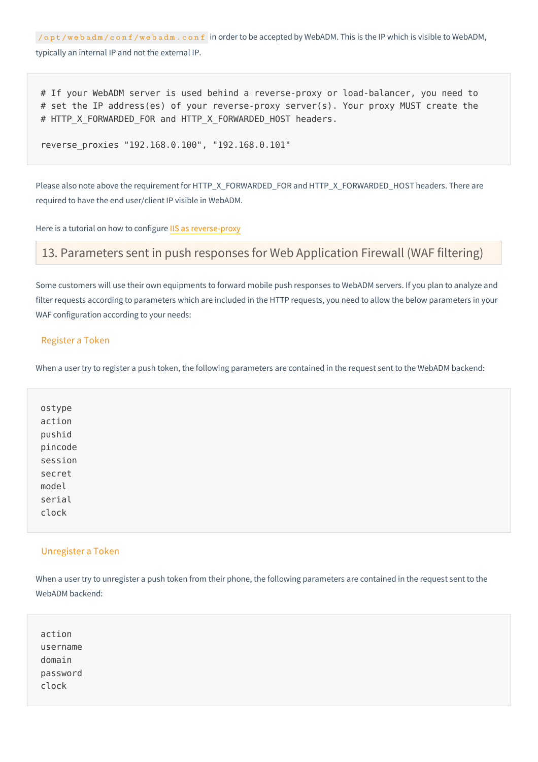`/opt/webadm/conf/webadm.conf` in order to be accepted by WebADM. This is the IP which is visible to WebADM, typically an internal IP and not the external IP.

```
# If your WebADM server is used behind a reverse-proxy or load-balancer, you need to
# set the IP address(es) of your reverse-proxy server(s). Your proxy MUST create the
# HTTP_X_FORWARDED_FOR and HTTP_X_FORWARDED_HOST headers.

reverse_proxies "192.168.0.100", "192.168.0.101"
```

Please also note above the requirement for HTTP_X_FORWARDED_FOR and HTTP_X_FORWARDED_HOST headers. There are required to have the end user/client IP visible in WebADM.

Here is a tutorial on how to configure IIS as reverse-proxy

## 13. Parameters sent in push responses for Web Application Firewall (WAF filtering)

Some customers will use their own equipments to forward mobile push responses to WebADM servers. If you plan to analyze and filter requests according to parameters which are included in the HTTP requests, you need to allow the below parameters in your WAF configuration according to your needs:

### Register a Token

When a user try to register a push token, the following parameters are contained in the request sent to the WebADM backend:

```
ostype
action
pushid
pincode
session
secret
model
serial
clock
```

### Unregister a Token

When a user try to unregister a push token from their phone, the following parameters are contained in the request sent to the WebADM backend:

```
action
username
domain
password
clock
```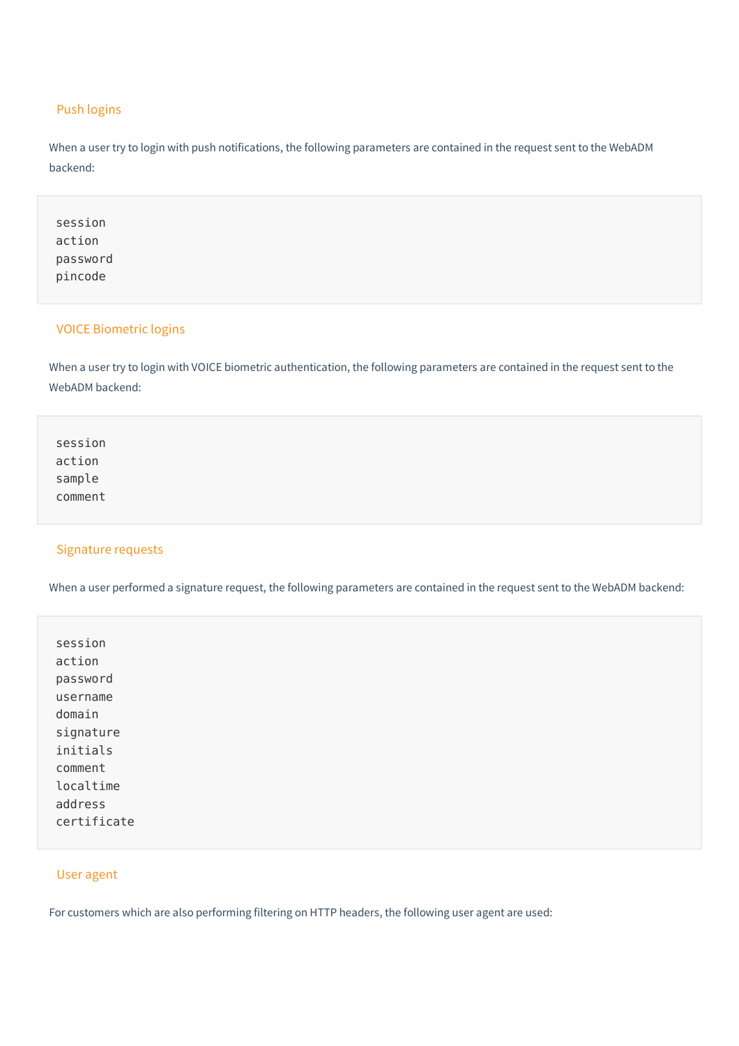### Push logins

When a user try to login with push notifications, the following parameters are contained in the request sent to the WebADM backend:

```
session
action
password
pincode
```

### VOICE Biometric logins

When a user try to login with VOICE biometric authentication, the following parameters are contained in the request sent to the WebADM backend:

```
session
action
sample
comment
```

### Signature requests

When a user performed a signature request, the following parameters are contained in the request sent to the WebADM backend:

```
session
action
password
username
domain
signature
initials
comment
localtime
address
certificate
```

### User agent

For customers which are also performing filtering on HTTP headers, the following user agent are used: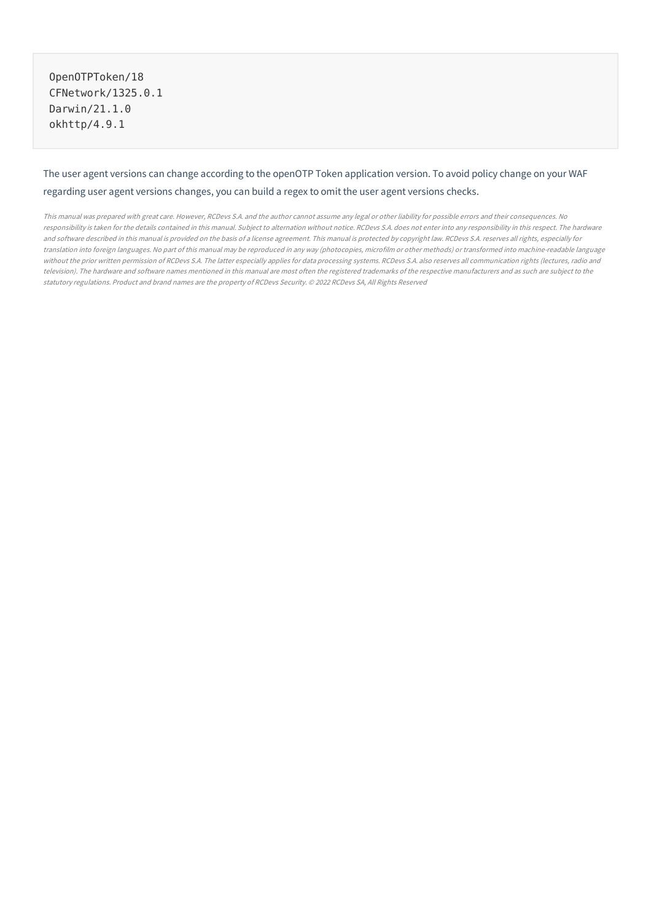```
OpenOTPToken/18
CFNetwork/1325.0.1
Darwin/21.1.0
okhttp/4.9.1
```

The user agent versions can change according to the openOTP Token application version. To avoid policy change on your WAF regarding user agent versions changes, you can build a regex to omit the user agent versions checks.

*This manual was prepared with great care. However, RCDevs S.A. and the author cannot assume any legal or other liability for possible errors and their consequences. No responsibility is taken for the details contained in this manual. Subject to alternation without notice. RCDevs S.A. does not enter into any responsibility in this respect. The hardware and software described in this manual is provided on the basis of a license agreement. This manual is protected by copyright law. RCDevs S.A. reserves all rights, especially for translation into foreign languages. No part of this manual may be reproduced in any way (photocopies, microfilm or other methods) or transformed into machine-readable language without the prior written permission of RCDevs S.A. The latter especially applies for data processing systems. RCDevs S.A. also reserves all communication rights (lectures, radio and television). The hardware and software names mentioned in this manual are most often the registered trademarks of the respective manufacturers and as such are subject to the statutory regulations. Product and brand names are the property of RCDevs Security. © 2022 RCDevs SA, All Rights Reserved*